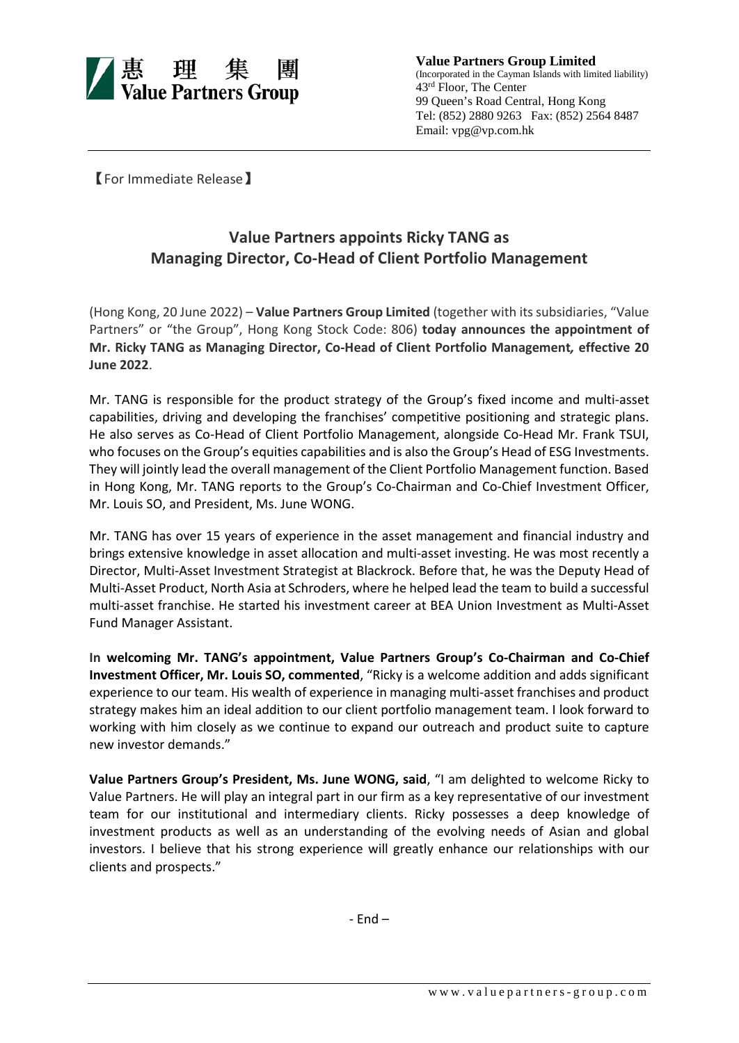惠 理 集 團
Value Partners Group

**Value Partners Group Limited**
(Incorporated in the Cayman Islands with limited liability)
43rd Floor, The Center
99 Queen's Road Central, Hong Kong
Tel: (852) 2880 9263 Fax: (852) 2564 8487
Email: vpg@vp.com.hk

【For Immediate Release】

## Value Partners appoints Ricky TANG as Managing Director, Co-Head of Client Portfolio Management

(Hong Kong, 20 June 2022) – **Value Partners Group Limited** (together with its subsidiaries, "Value Partners" or "the Group", Hong Kong Stock Code: 806) **today announces the appointment of Mr. Ricky TANG as Managing Director, Co-Head of Client Portfolio Management, effective 20 June 2022**.

Mr. TANG is responsible for the product strategy of the Group's fixed income and multi-asset capabilities, driving and developing the franchises' competitive positioning and strategic plans. He also serves as Co-Head of Client Portfolio Management, alongside Co-Head Mr. Frank TSUI, who focuses on the Group's equities capabilities and is also the Group's Head of ESG Investments. They will jointly lead the overall management of the Client Portfolio Management function. Based in Hong Kong, Mr. TANG reports to the Group's Co-Chairman and Co-Chief Investment Officer, Mr. Louis SO, and President, Ms. June WONG.

Mr. TANG has over 15 years of experience in the asset management and financial industry and brings extensive knowledge in asset allocation and multi-asset investing. He was most recently a Director, Multi-Asset Investment Strategist at Blackrock. Before that, he was the Deputy Head of Multi-Asset Product, North Asia at Schroders, where he helped lead the team to build a successful multi-asset franchise. He started his investment career at BEA Union Investment as Multi-Asset Fund Manager Assistant.

**In welcoming Mr. TANG's appointment, Value Partners Group's Co-Chairman and Co-Chief Investment Officer, Mr. Louis SO, commented**, "Ricky is a welcome addition and adds significant experience to our team. His wealth of experience in managing multi-asset franchises and product strategy makes him an ideal addition to our client portfolio management team. I look forward to working with him closely as we continue to expand our outreach and product suite to capture new investor demands."

**Value Partners Group's President, Ms. June WONG, said**, "I am delighted to welcome Ricky to Value Partners. He will play an integral part in our firm as a key representative of our investment team for our institutional and intermediary clients. Ricky possesses a deep knowledge of investment products as well as an understanding of the evolving needs of Asian and global investors. I believe that his strong experience will greatly enhance our relationships with our clients and prospects."

- End –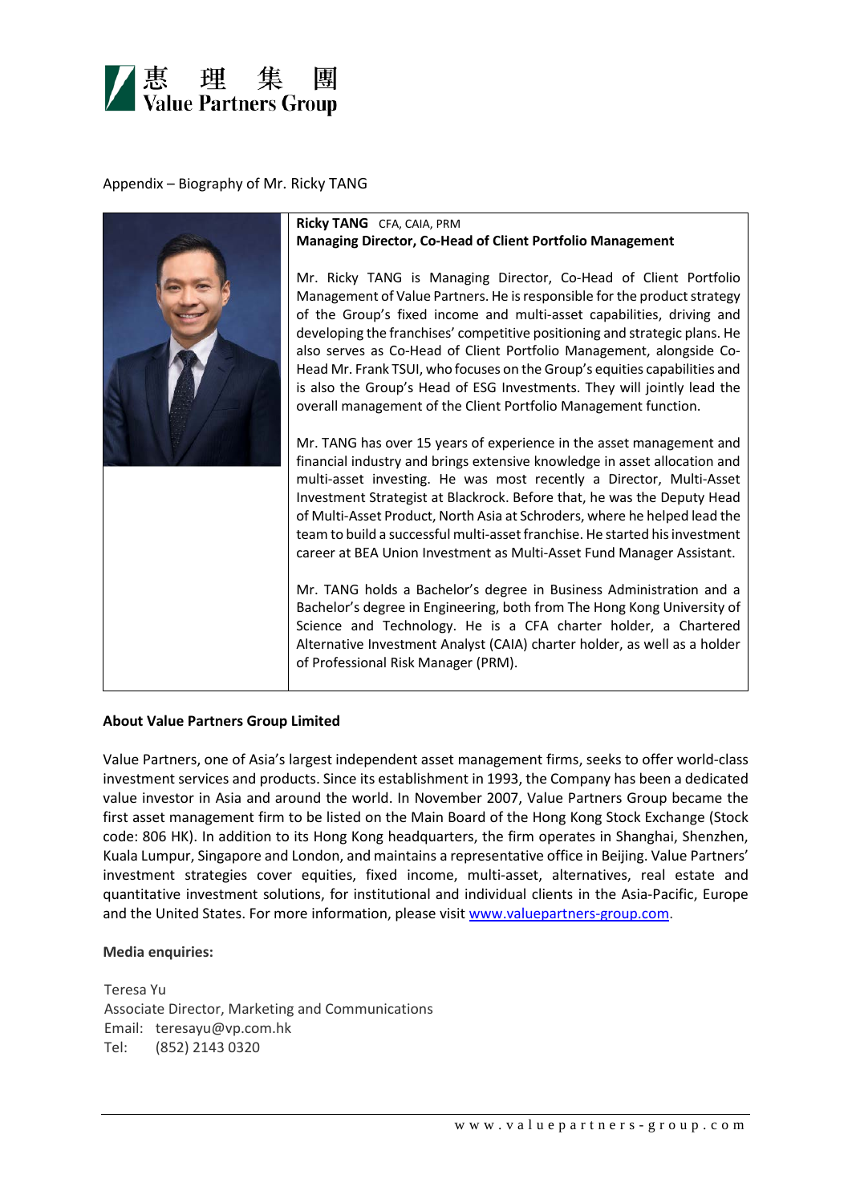Appendix – Biography of Mr. Ricky TANG

**Ricky TANG** CFA, CAIA, PRM
**Managing Director, Co-Head of Client Portfolio Management**

Mr. Ricky TANG is Managing Director, Co-Head of Client Portfolio Management of Value Partners. He is responsible for the product strategy of the Group's fixed income and multi-asset capabilities, driving and developing the franchises' competitive positioning and strategic plans. He also serves as Co-Head of Client Portfolio Management, alongside Co-Head Mr. Frank TSUI, who focuses on the Group's equities capabilities and is also the Group's Head of ESG Investments. They will jointly lead the overall management of the Client Portfolio Management function.

Mr. TANG has over 15 years of experience in the asset management and financial industry and brings extensive knowledge in asset allocation and multi-asset investing. He was most recently a Director, Multi-Asset Investment Strategist at Blackrock. Before that, he was the Deputy Head of Multi-Asset Product, North Asia at Schroders, where he helped lead the team to build a successful multi-asset franchise. He started his investment career at BEA Union Investment as Multi-Asset Fund Manager Assistant.

Mr. TANG holds a Bachelor's degree in Business Administration and a Bachelor's degree in Engineering, both from The Hong Kong University of Science and Technology. He is a CFA charter holder, a Chartered Alternative Investment Analyst (CAIA) charter holder, as well as a holder of Professional Risk Manager (PRM).

**About Value Partners Group Limited**

Value Partners, one of Asia's largest independent asset management firms, seeks to offer world-class investment services and products. Since its establishment in 1993, the Company has been a dedicated value investor in Asia and around the world. In November 2007, Value Partners Group became the first asset management firm to be listed on the Main Board of the Hong Kong Stock Exchange (Stock code: 806 HK). In addition to its Hong Kong headquarters, the firm operates in Shanghai, Shenzhen, Kuala Lumpur, Singapore and London, and maintains a representative office in Beijing. Value Partners' investment strategies cover equities, fixed income, multi-asset, alternatives, real estate and quantitative investment solutions, for institutional and individual clients in the Asia-Pacific, Europe and the United States. For more information, please visit www.valuepartners-group.com.

**Media enquiries:**

Teresa Yu
Associate Director, Marketing and Communications
Email: teresayu@vp.com.hk
Tel: (852) 2143 0320